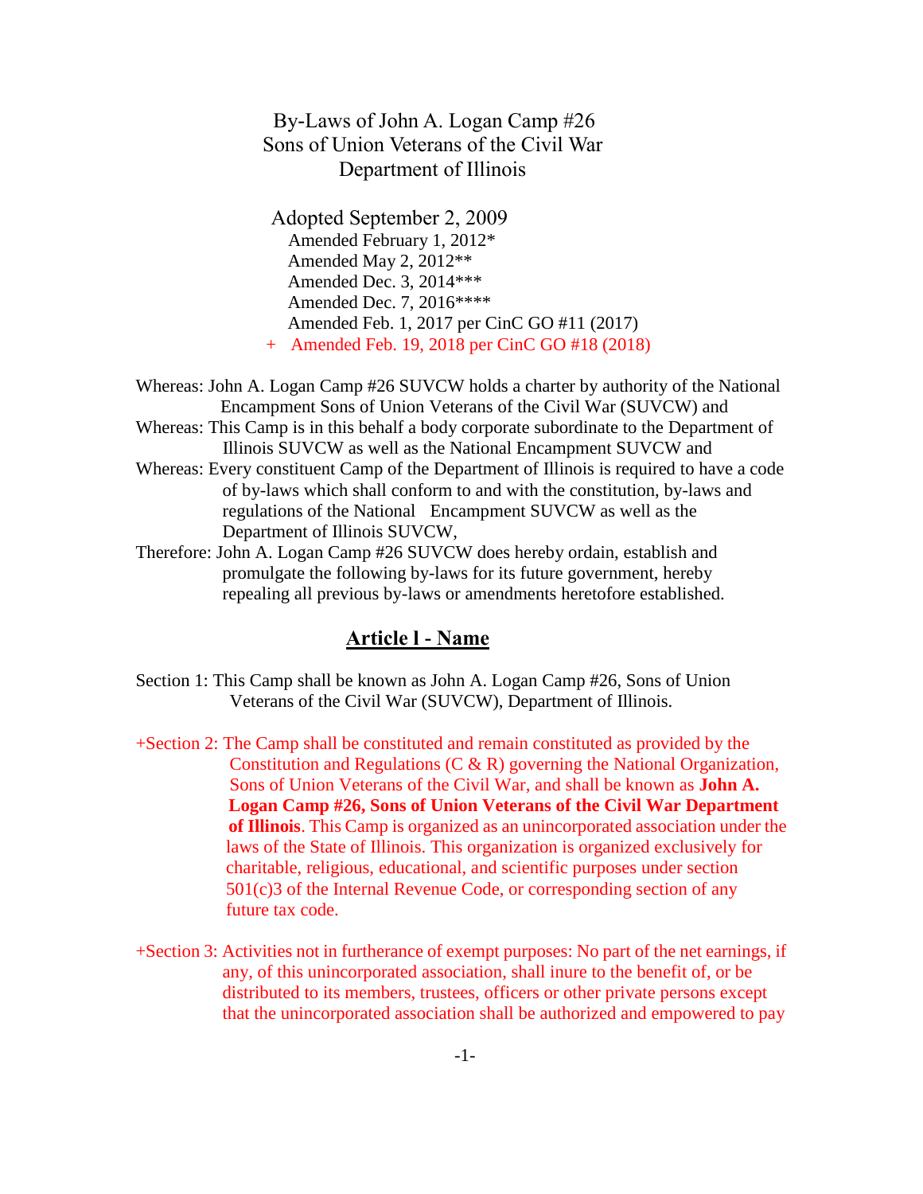# By-Laws of John A. Logan Camp #26
# Sons of Union Veterans of the Civil War
# Department of Illinois

Adopted September 2, 2009
Amended February 1, 2012*
Amended May 2, 2012**
Amended Dec. 3, 2014***
Amended Dec. 7, 2016****
Amended Feb. 1, 2017 per CinC GO #11 (2017)
\+ Amended Feb. 19, 2018 per CinC GO #18 (2018)

Whereas: John A. Logan Camp #26 SUVCW holds a charter by authority of the National Encampment Sons of Union Veterans of the Civil War (SUVCW) and

Whereas: This Camp is in this behalf a body corporate subordinate to the Department of Illinois SUVCW as well as the National Encampment SUVCW and

Whereas: Every constituent Camp of the Department of Illinois is required to have a code of by-laws which shall conform to and with the constitution, by-laws and regulations of the National Encampment SUVCW as well as the Department of Illinois SUVCW,

Therefore: John A. Logan Camp #26 SUVCW does hereby ordain, establish and promulgate the following by-laws for its future government, hereby repealing all previous by-laws or amendments heretofore established.

## Article I - Name

Section 1: This Camp shall be known as John A. Logan Camp #26, Sons of Union Veterans of the Civil War (SUVCW), Department of Illinois.

+Section 2: The Camp shall be constituted and remain constituted as provided by the Constitution and Regulations (C & R) governing the National Organization, Sons of Union Veterans of the Civil War, and shall be known as **John A. Logan Camp #26, Sons of Union Veterans of the Civil War Department of Illinois**. This Camp is organized as an unincorporated association under the laws of the State of Illinois. This organization is organized exclusively for charitable, religious, educational, and scientific purposes under section 501(c)3 of the Internal Revenue Code, or corresponding section of any future tax code.

+Section 3: Activities not in furtherance of exempt purposes: No part of the net earnings, if any, of this unincorporated association, shall inure to the benefit of, or be distributed to its members, trustees, officers or other private persons except that the unincorporated association shall be authorized and empowered to pay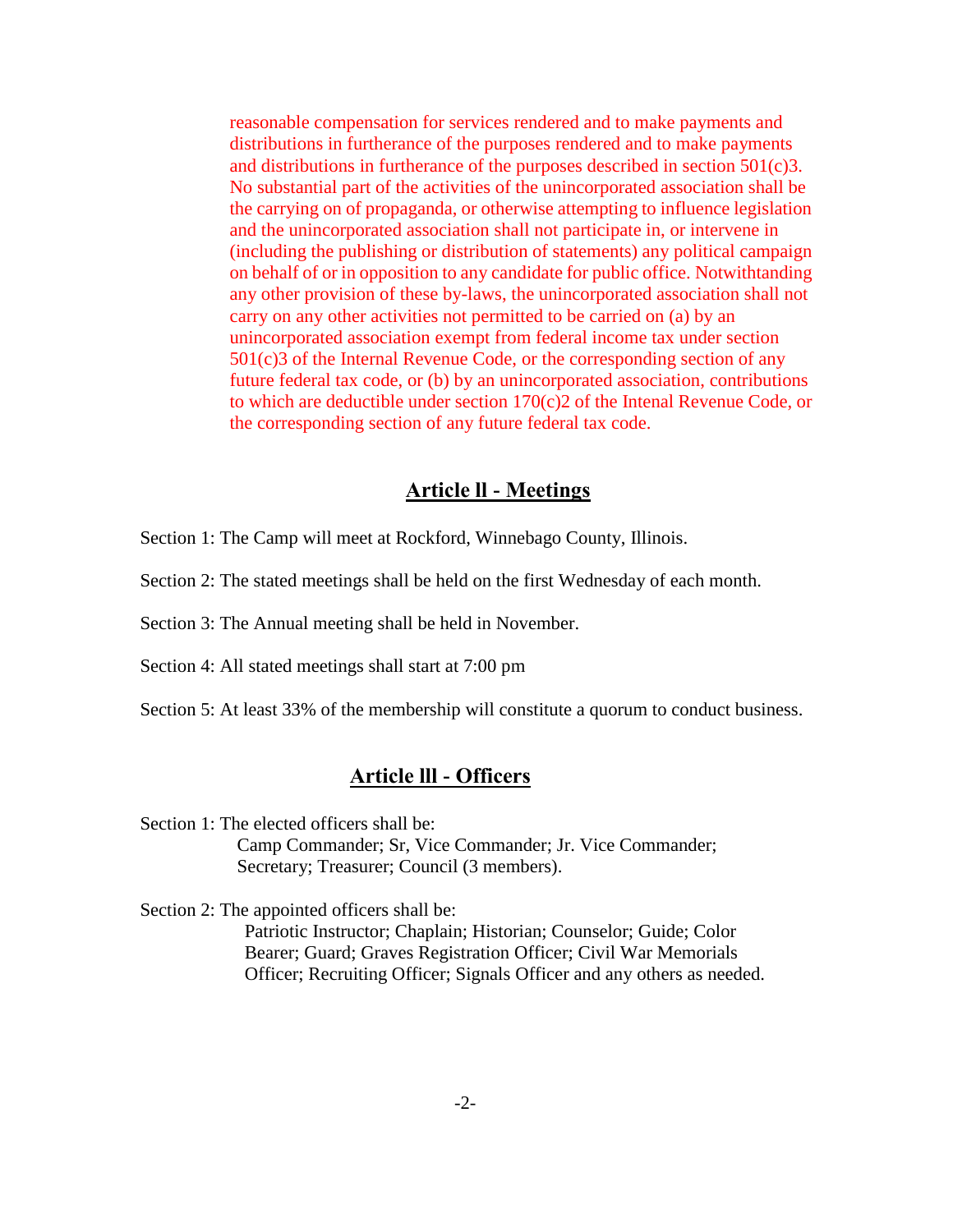reasonable compensation for services rendered and to make payments and distributions in furtherance of the purposes rendered and to make payments and distributions in furtherance of the purposes described in section 501(c)3. No substantial part of the activities of the unincorporated association shall be the carrying on of propaganda, or otherwise attempting to influence legislation and the unincorporated association shall not participate in, or intervene in (including the publishing or distribution of statements) any political campaign on behalf of or in opposition to any candidate for public office. Notwithtanding any other provision of these by-laws, the unincorporated association shall not carry on any other activities not permitted to be carried on (a) by an unincorporated association exempt from federal income tax under section 501(c)3 of the Internal Revenue Code, or the corresponding section of any future federal tax code, or (b) by an unincorporated association, contributions to which are deductible under section 170(c)2 of the Intenal Revenue Code, or the corresponding section of any future federal tax code.

## Article ll - Meetings

Section 1: The Camp will meet at Rockford, Winnebago County, Illinois.

Section 2: The stated meetings shall be held on the first Wednesday of each month.

Section 3: The Annual meeting shall be held in November.

Section 4: All stated meetings shall start at 7:00 pm

Section 5: At least 33% of the membership will constitute a quorum to conduct business.

## Article lll - Officers

Section 1: The elected officers shall be:
Camp Commander; Sr, Vice Commander; Jr. Vice Commander; Secretary; Treasurer; Council (3 members).

Section 2: The appointed officers shall be:
Patriotic Instructor; Chaplain; Historian; Counselor; Guide; Color Bearer; Guard; Graves Registration Officer; Civil War Memorials Officer; Recruiting Officer; Signals Officer and any others as needed.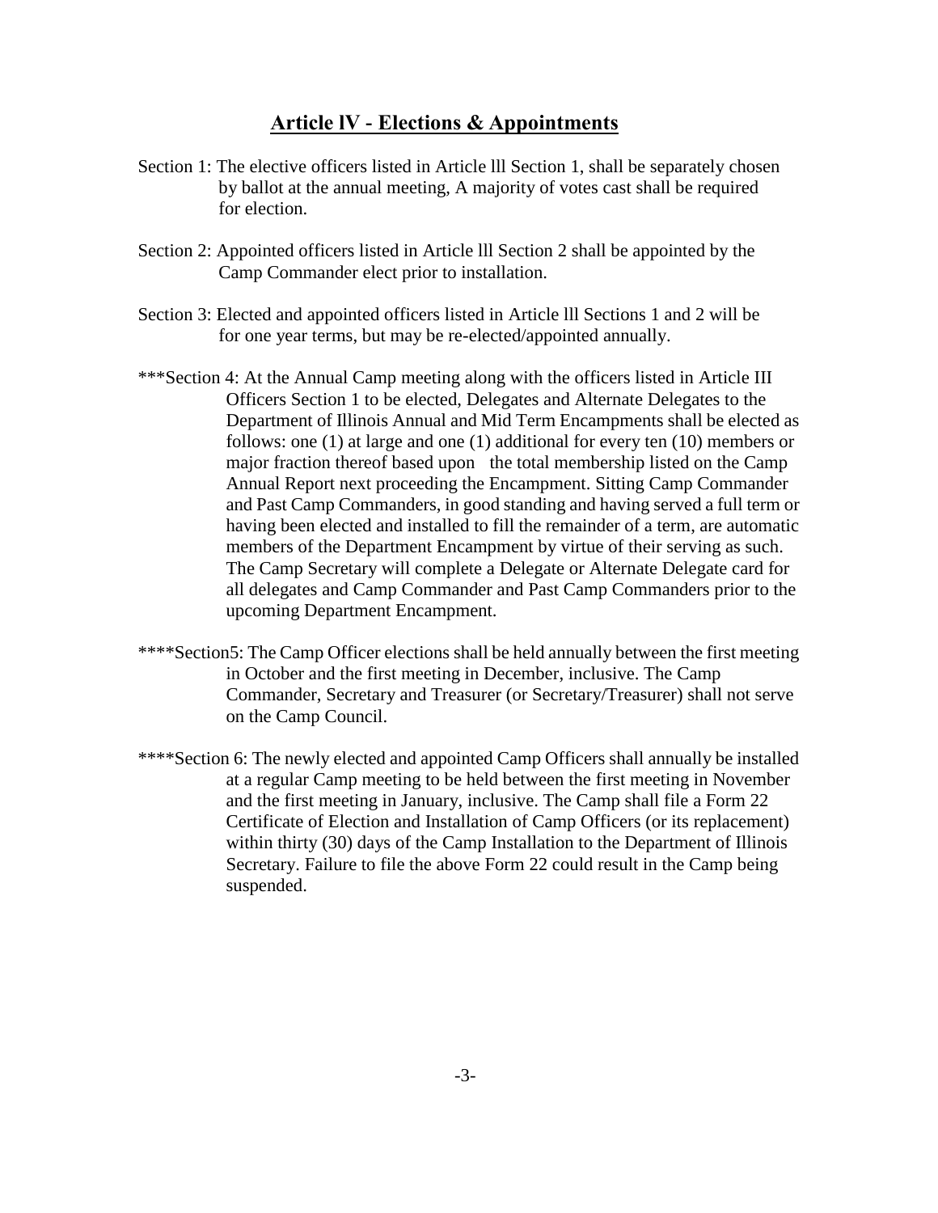## Article lV - Elections & Appointments

Section 1: The elective officers listed in Article lll Section 1, shall be separately chosen by ballot at the annual meeting, A majority of votes cast shall be required for election.

Section 2: Appointed officers listed in Article lll Section 2 shall be appointed by the Camp Commander elect prior to installation.

Section 3: Elected and appointed officers listed in Article lll Sections 1 and 2 will be for one year terms, but may be re-elected/appointed annually.

***Section 4: At the Annual Camp meeting along with the officers listed in Article III Officers Section 1 to be elected, Delegates and Alternate Delegates to the Department of Illinois Annual and Mid Term Encampments shall be elected as follows: one (1) at large and one (1) additional for every ten (10) members or major fraction thereof based upon the total membership listed on the Camp Annual Report next proceeding the Encampment. Sitting Camp Commander and Past Camp Commanders, in good standing and having served a full term or having been elected and installed to fill the remainder of a term, are automatic members of the Department Encampment by virtue of their serving as such. The Camp Secretary will complete a Delegate or Alternate Delegate card for all delegates and Camp Commander and Past Camp Commanders prior to the upcoming Department Encampment.

****Section5: The Camp Officer elections shall be held annually between the first meeting in October and the first meeting in December, inclusive. The Camp Commander, Secretary and Treasurer (or Secretary/Treasurer) shall not serve on the Camp Council.

****Section 6: The newly elected and appointed Camp Officers shall annually be installed at a regular Camp meeting to be held between the first meeting in November and the first meeting in January, inclusive. The Camp shall file a Form 22 Certificate of Election and Installation of Camp Officers (or its replacement) within thirty (30) days of the Camp Installation to the Department of Illinois Secretary. Failure to file the above Form 22 could result in the Camp being suspended.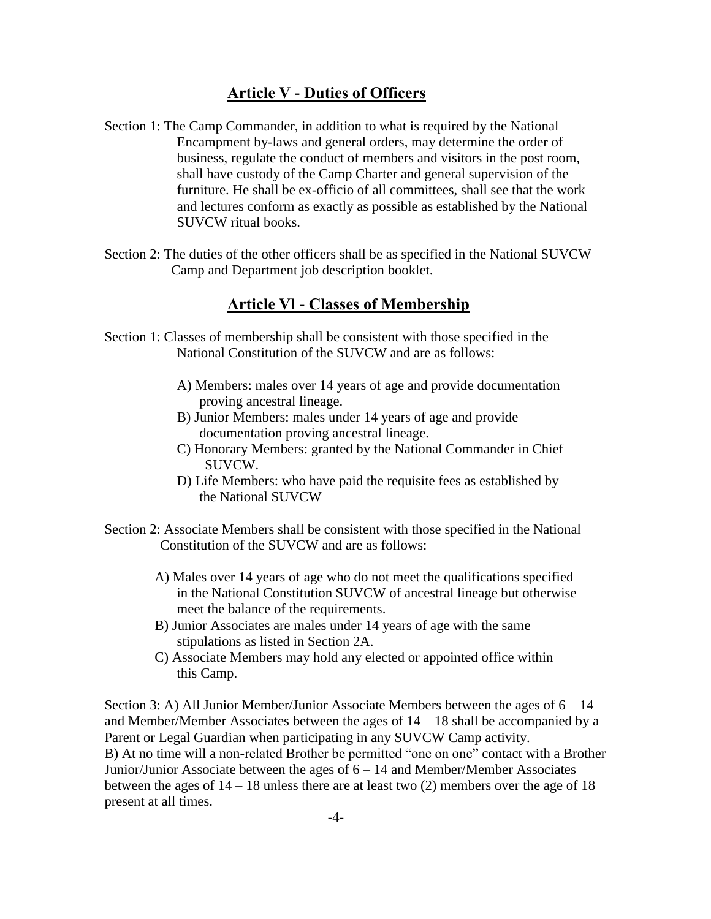## Article V - Duties of Officers

Section 1: The Camp Commander, in addition to what is required by the National Encampment by-laws and general orders, may determine the order of business, regulate the conduct of members and visitors in the post room, shall have custody of the Camp Charter and general supervision of the furniture. He shall be ex-officio of all committees, shall see that the work and lectures conform as exactly as possible as established by the National SUVCW ritual books.

Section 2: The duties of the other officers shall be as specified in the National SUVCW Camp and Department job description booklet.

## Article Vl - Classes of Membership

Section 1: Classes of membership shall be consistent with those specified in the National Constitution of the SUVCW and are as follows:

A) Members: males over 14 years of age and provide documentation proving ancestral lineage.
B) Junior Members: males under 14 years of age and provide documentation proving ancestral lineage.
C) Honorary Members: granted by the National Commander in Chief SUVCW.
D) Life Members: who have paid the requisite fees as established by the National SUVCW

Section 2: Associate Members shall be consistent with those specified in the National Constitution of the SUVCW and are as follows:

A) Males over 14 years of age who do not meet the qualifications specified in the National Constitution SUVCW of ancestral lineage but otherwise meet the balance of the requirements.
B) Junior Associates are males under 14 years of age with the same stipulations as listed in Section 2A.
C) Associate Members may hold any elected or appointed office within this Camp.

Section 3: A) All Junior Member/Junior Associate Members between the ages of 6 – 14 and Member/Member Associates between the ages of 14 – 18 shall be accompanied by a Parent or Legal Guardian when participating in any SUVCW Camp activity.
B) At no time will a non-related Brother be permitted "one on one" contact with a Brother Junior/Junior Associate between the ages of 6 – 14 and Member/Member Associates between the ages of 14 – 18 unless there are at least two (2) members over the age of 18 present at all times.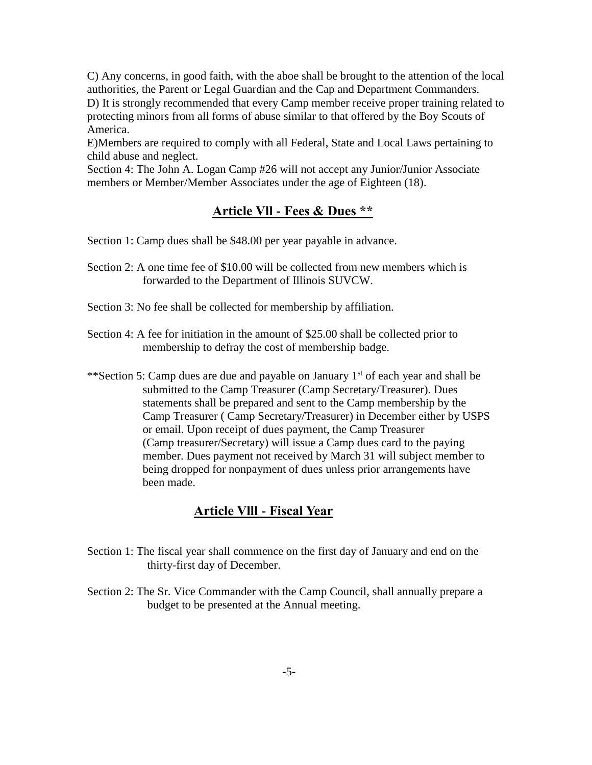C) Any concerns, in good faith, with the aboe shall be brought to the attention of the local authorities, the Parent or Legal Guardian and the Cap and Department Commanders.
D) It is strongly recommended that every Camp member receive proper training related to protecting minors from all forms of abuse similar to that offered by the Boy Scouts of America.
E)Members are required to comply with all Federal, State and Local Laws pertaining to child abuse and neglect.
Section 4: The John A. Logan Camp #26 will not accept any Junior/Junior Associate members or Member/Member Associates under the age of Eighteen (18).

## Article Vll - Fees & Dues **

Section 1: Camp dues shall be $48.00 per year payable in advance.

Section 2: A one time fee of $10.00 will be collected from new members which is forwarded to the Department of Illinois SUVCW.

Section 3: No fee shall be collected for membership by affiliation.

Section 4: A fee for initiation in the amount of $25.00 shall be collected prior to membership to defray the cost of membership badge.

**Section 5: Camp dues are due and payable on January 1st of each year and shall be submitted to the Camp Treasurer (Camp Secretary/Treasurer). Dues statements shall be prepared and sent to the Camp membership by the Camp Treasurer ( Camp Secretary/Treasurer) in December either by USPS or email. Upon receipt of dues payment, the Camp Treasurer (Camp treasurer/Secretary) will issue a Camp dues card to the paying member. Dues payment not received by March 31 will subject member to being dropped for nonpayment of dues unless prior arrangements have been made.

## Article Vlll - Fiscal Year

Section 1: The fiscal year shall commence on the first day of January and end on the thirty-first day of December.

Section 2: The Sr. Vice Commander with the Camp Council, shall annually prepare a budget to be presented at the Annual meeting.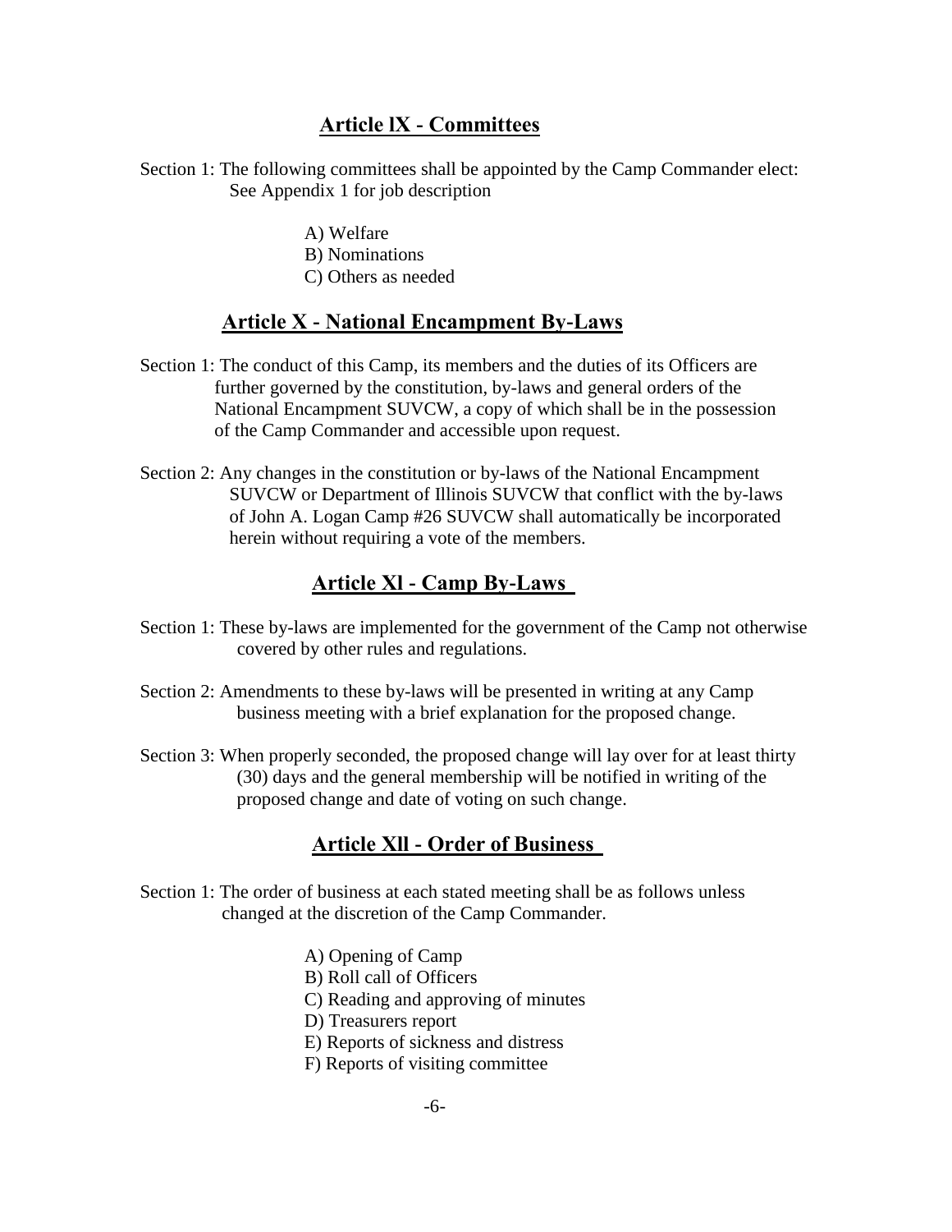## Article lX - Committees

Section 1: The following committees shall be appointed by the Camp Commander elect: See Appendix 1 for job description

A) Welfare
B) Nominations
C) Others as needed

## Article X - National Encampment By-Laws

Section 1: The conduct of this Camp, its members and the duties of its Officers are further governed by the constitution, by-laws and general orders of the National Encampment SUVCW, a copy of which shall be in the possession of the Camp Commander and accessible upon request.

Section 2: Any changes in the constitution or by-laws of the National Encampment SUVCW or Department of Illinois SUVCW that conflict with the by-laws of John A. Logan Camp #26 SUVCW shall automatically be incorporated herein without requiring a vote of the members.

## Article Xl - Camp By-Laws

Section 1: These by-laws are implemented for the government of the Camp not otherwise covered by other rules and regulations.

Section 2: Amendments to these by-laws will be presented in writing at any Camp business meeting with a brief explanation for the proposed change.

Section 3: When properly seconded, the proposed change will lay over for at least thirty (30) days and the general membership will be notified in writing of the proposed change and date of voting on such change.

## Article Xll - Order of Business

Section 1: The order of business at each stated meeting shall be as follows unless changed at the discretion of the Camp Commander.

A) Opening of Camp
B) Roll call of Officers
C) Reading and approving of minutes
D) Treasurers report
E) Reports of sickness and distress
F) Reports of visiting committee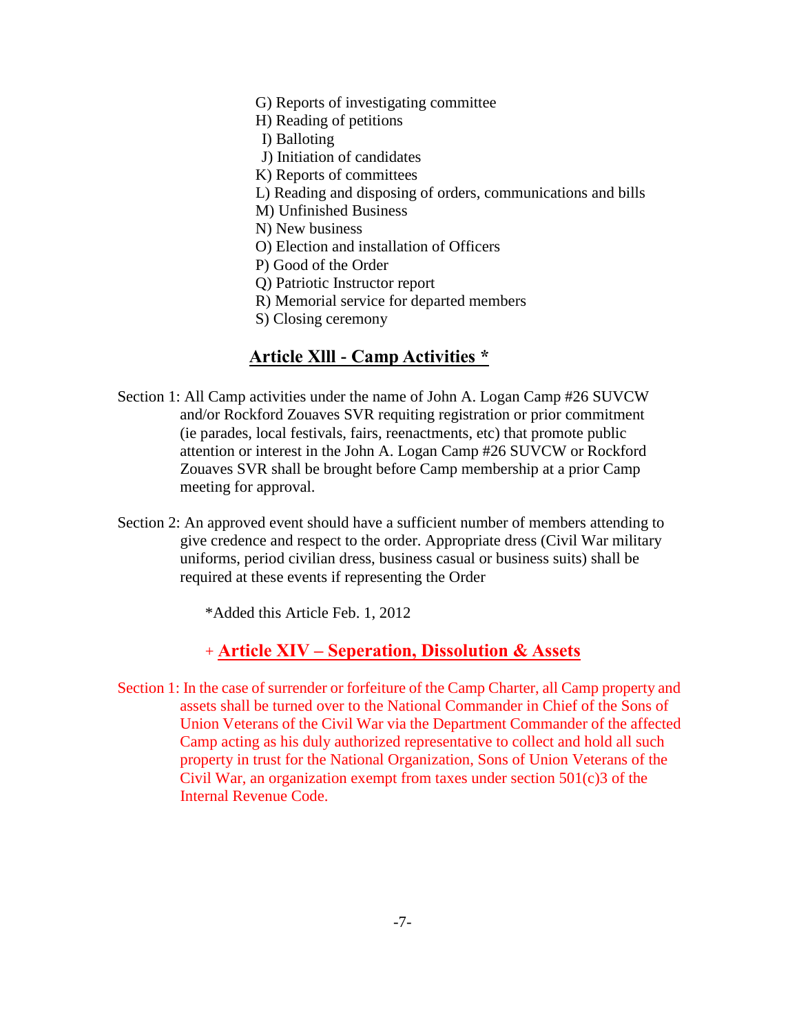G) Reports of investigating committee
H) Reading of petitions
I) Balloting
J) Initiation of candidates
K) Reports of committees
L) Reading and disposing of orders, communications and bills
M) Unfinished Business
N) New business
O) Election and installation of Officers
P) Good of the Order
Q) Patriotic Instructor report
R) Memorial service for departed members
S) Closing ceremony

## Article Xlll - Camp Activities *

Section 1: All Camp activities under the name of John A. Logan Camp #26 SUVCW and/or Rockford Zouaves SVR requiting registration or prior commitment (ie parades, local festivals, fairs, reenactments, etc) that promote public attention or interest in the John A. Logan Camp #26 SUVCW or Rockford Zouaves SVR shall be brought before Camp membership at a prior Camp meeting for approval.

Section 2: An approved event should have a sufficient number of members attending to give credence and respect to the order. Appropriate dress (Civil War military uniforms, period civilian dress, business casual or business suits) shall be required at these events if representing the Order

*Added this Article Feb. 1, 2012

## + Article XIV – Seperation, Dissolution & Assets

Section 1: In the case of surrender or forfeiture of the Camp Charter, all Camp property and assets shall be turned over to the National Commander in Chief of the Sons of Union Veterans of the Civil War via the Department Commander of the affected Camp acting as his duly authorized representative to collect and hold all such property in trust for the National Organization, Sons of Union Veterans of the Civil War, an organization exempt from taxes under section 501(c)3 of the Internal Revenue Code.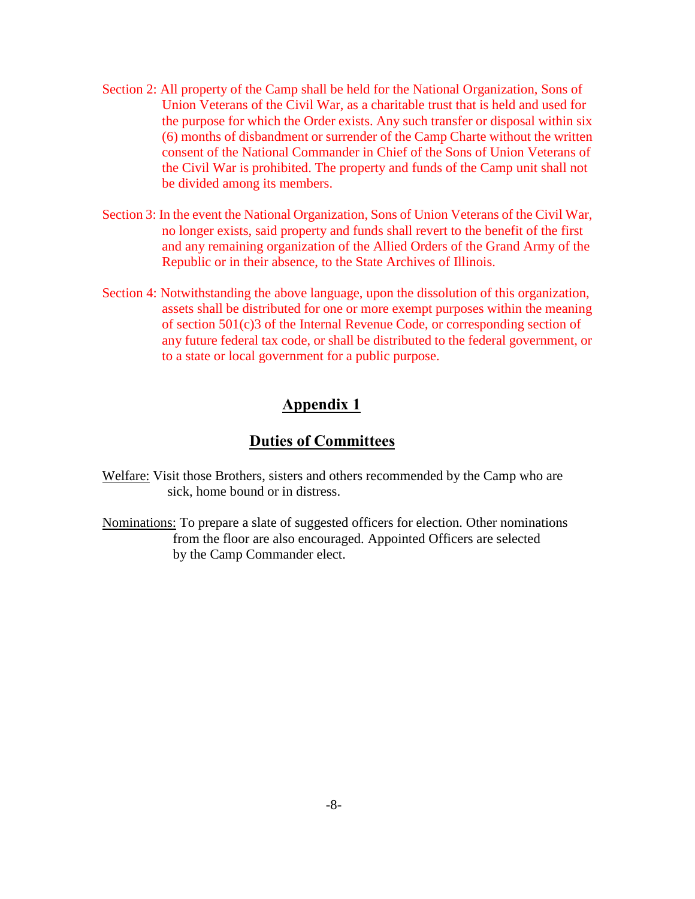Section 2: All property of the Camp shall be held for the National Organization, Sons of Union Veterans of the Civil War, as a charitable trust that is held and used for the purpose for which the Order exists. Any such transfer or disposal within six (6) months of disbandment or surrender of the Camp Charte without the written consent of the National Commander in Chief of the Sons of Union Veterans of the Civil War is prohibited. The property and funds of the Camp unit shall not be divided among its members.

Section 3: In the event the National Organization, Sons of Union Veterans of the Civil War, no longer exists, said property and funds shall revert to the benefit of the first and any remaining organization of the Allied Orders of the Grand Army of the Republic or in their absence, to the State Archives of Illinois.

Section 4: Notwithstanding the above language, upon the dissolution of this organization, assets shall be distributed for one or more exempt purposes within the meaning of section 501(c)3 of the Internal Revenue Code, or corresponding section of any future federal tax code, or shall be distributed to the federal government, or to a state or local government for a public purpose.

## Appendix 1

## Duties of Committees

Welfare: Visit those Brothers, sisters and others recommended by the Camp who are sick, home bound or in distress.

Nominations: To prepare a slate of suggested officers for election. Other nominations from the floor are also encouraged. Appointed Officers are selected by the Camp Commander elect.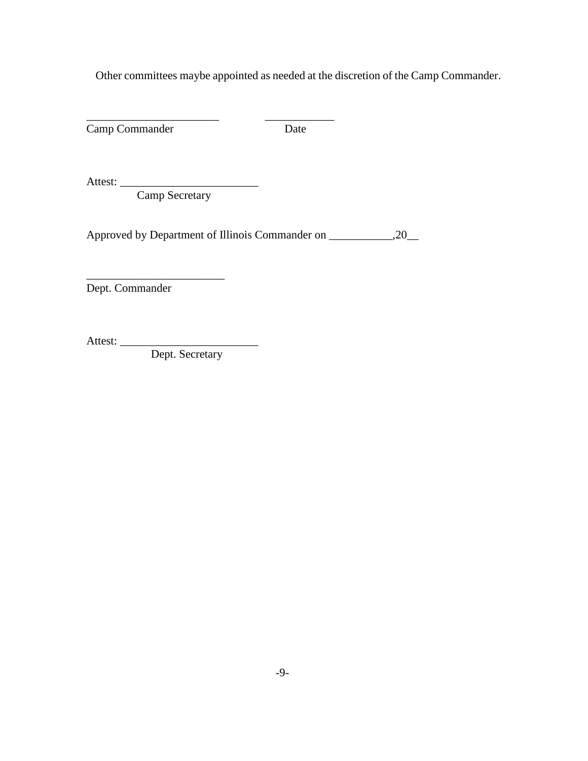Other committees maybe appointed as needed at the discretion of the Camp Commander.

________________________ ____________
Camp Commander Date

Attest: ________________________
Camp Secretary

Approved by Department of Illinois Commander on ___________,20__

_________________________
Dept. Commander

Attest: ________________________
Dept. Secretary